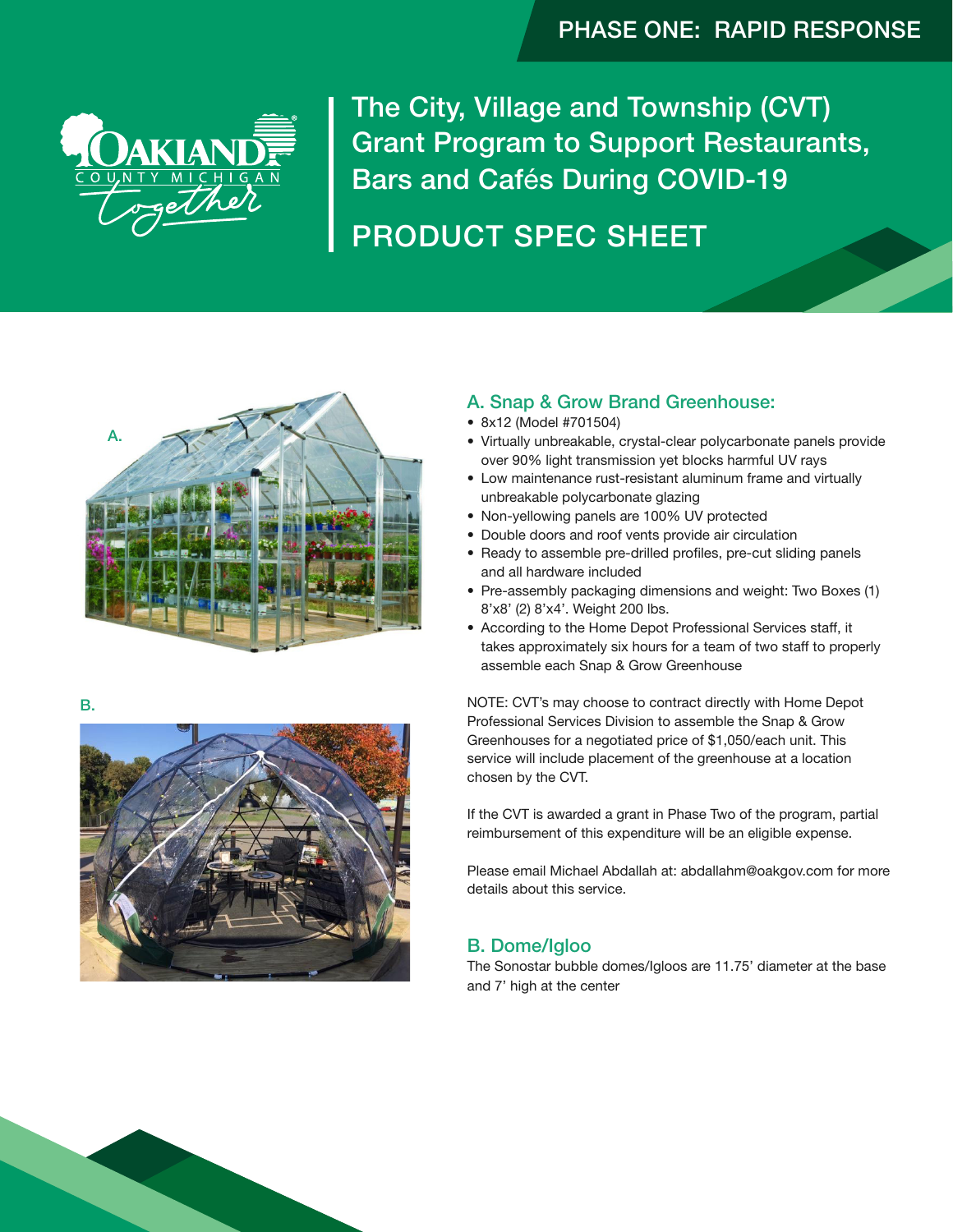PHASE ONE: RAPID RESPONSE

# The City, Village and Township (CVT) Grant Program to Support Restaurants, Bars and Cafés During COVID-19

## PRODUCT SPEC SHEET

A.

B.

### A. Snap & Grow Brand Greenhouse:

- 8x12 (Model #701504)
- Virtually unbreakable, crystal-clear polycarbonate panels provide over 90% light transmission yet blocks harmful UV rays
- Low maintenance rust-resistant aluminum frame and virtually unbreakable polycarbonate glazing
- Non-yellowing panels are 100% UV protected
- Double doors and roof vents provide air circulation
- Ready to assemble pre-drilled profiles, pre-cut sliding panels and all hardware included
- Pre-assembly packaging dimensions and weight: Two Boxes (1) 8'x8' (2) 8'x4'. Weight 200 lbs.
- According to the Home Depot Professional Services staff, it takes approximately six hours for a team of two staff to properly assemble each Snap & Grow Greenhouse

NOTE: CVT's may choose to contract directly with Home Depot Professional Services Division to assemble the Snap & Grow Greenhouses for a negotiated price of $1,050/each unit. This service will include placement of the greenhouse at a location chosen by the CVT.

If the CVT is awarded a grant in Phase Two of the program, partial reimbursement of this expenditure will be an eligible expense.

Please email Michael Abdallah at: abdallahm@oakgov.com for more details about this service.

### B. Dome/Igloo

The Sonostar bubble domes/Igloos are 11.75' diameter at the base and 7' high at the center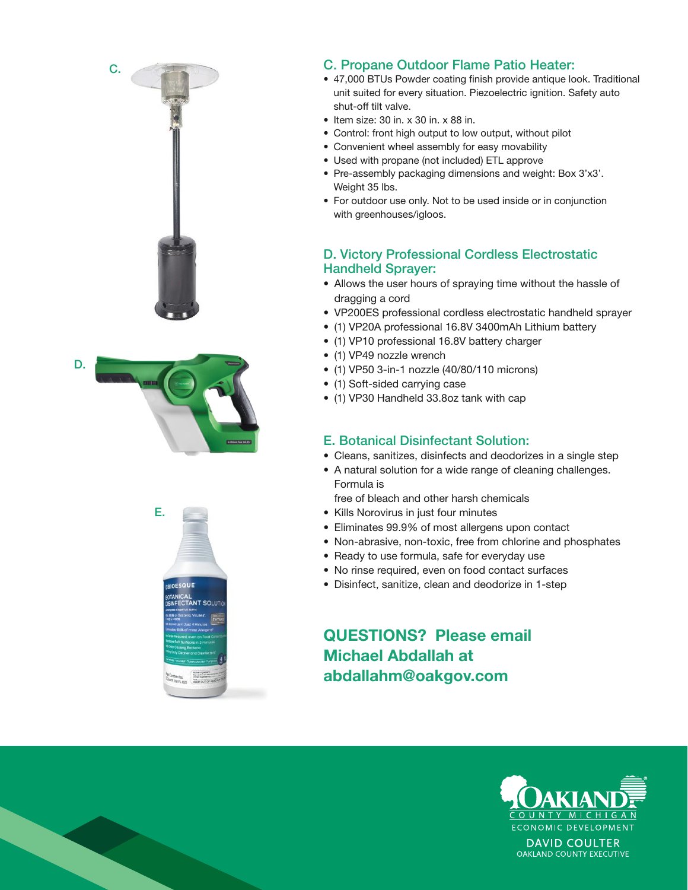## C. Propane Outdoor Flame Patio Heater:

- 47,000 BTUs Powder coating finish provide antique look. Traditional unit suited for every situation. Piezoelectric ignition. Safety auto shut-off tilt valve.
- Item size: 30 in. x 30 in. x 88 in.
- Control: front high output to low output, without pilot
- Convenient wheel assembly for easy movability
- Used with propane (not included) ETL approve
- Pre-assembly packaging dimensions and weight: Box 3'x3'. Weight 35 lbs.
- For outdoor use only. Not to be used inside or in conjunction with greenhouses/igloos.

## D. Victory Professional Cordless Electrostatic Handheld Sprayer:

- Allows the user hours of spraying time without the hassle of dragging a cord
- VP200ES professional cordless electrostatic handheld sprayer
- (1) VP20A professional 16.8V 3400mAh Lithium battery
- (1) VP10 professional 16.8V battery charger
- (1) VP49 nozzle wrench
- (1) VP50 3-in-1 nozzle (40/80/110 microns)
- (1) Soft-sided carrying case
- (1) VP30 Handheld 33.8oz tank with cap

## E. Botanical Disinfectant Solution:

- Cleans, sanitizes, disinfects and deodorizes in a single step
- A natural solution for a wide range of cleaning challenges. Formula is
  free of bleach and other harsh chemicals
- Kills Norovirus in just four minutes
- Eliminates 99.9% of most allergens upon contact
- Non-abrasive, non-toxic, free from chlorine and phosphates
- Ready to use formula, safe for everyday use
- No rinse required, even on food contact surfaces
- Disinfect, sanitize, clean and deodorize in 1-step

## QUESTIONS? Please email Michael Abdallah at abdallahm@oakgov.com

OAKLAND COUNTY MICHIGAN
ECONOMIC DEVELOPMENT
DAVID COULTER
OAKLAND COUNTY EXECUTIVE